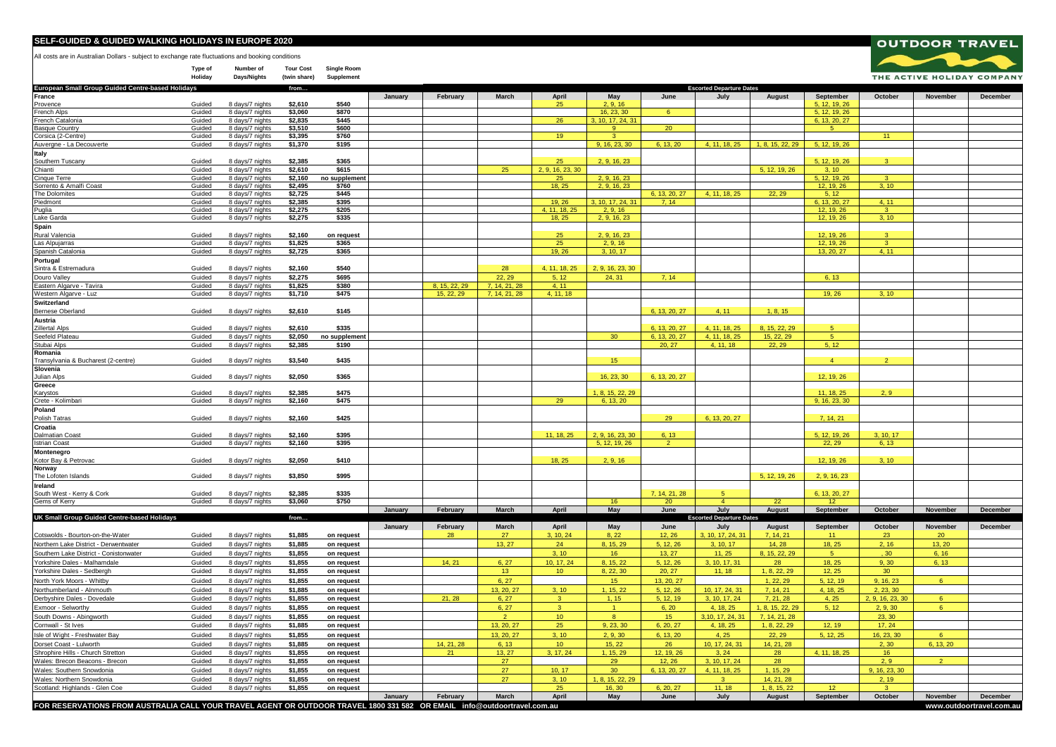# SELF-GUIDED & GUIDED WALKING HOLIDAYS IN EUROPE 2020

All costs are in Australian Dollars - subject to exchange rate fluctuations and booking conditions

OUTDOOR TRAVEL
THE ACTIVE HOLIDAY COMPANY

| | Type of Holiday | Number of Days/Nights | Tour Cost (twin share) | Single Room Supplement | | | | | | | | | | | | |
|---|---|---|---|---|---|---|---|---|---|---|---|---|---|---|---|---|
| **European Small Group Guided Centre-based Holidays** | | | from... | | | | | | | | Escorted Departure Dates | | | | | |
| **France** | | | | | January | February | March | April | May | June | July | August | September | October | November | December |
| Provence | Guided | 8 days/7 nights | $2,610 | $540 | | | | 25 | 2, 9, 16 | | | | 5, 12, 19, 26 | | | |
| French Alps | Guided | 8 days/7 nights | $3,060 | $870 | | | | | 16, 23, 30 | 6 | | | 5, 12, 19, 26 | | | |
| French Catalonia | Guided | 8 days/7 nights | $2,835 | $445 | | | | 26 | 3, 10, 17, 24, 31 | | | | 6, 13, 20, 27 | | | |
| Basque Country | Guided | 8 days/7 nights | $3,510 | $600 | | | | | 9 | 20 | | | 5 | | | |
| Corsica (2-Centre) | Guided | 8 days/7 nights | $3,395 | $760 | | | | 19 | 3 | | | | | 11 | | |
| Auvergne - La Decouverte | Guided | 8 days/7 nights | $1,370 | $195 | | | | | 9, 16, 23, 30 | 6, 13, 20 | 4, 11, 18, 25 | 1, 8, 15, 22, 29 | 5, 12, 19, 26 | | | |
| **Italy** | | | | | | | | | | | | | | | | |
| Southern Tuscany | Guided | 8 days/7 nights | $2,385 | $365 | | | | 25 | 2, 9, 16, 23 | | | | 5, 12, 19, 26 | 3 | | |
| Chianti | Guided | 8 days/7 nights | $2,610 | $615 | | | 25 | 2, 9, 16, 23, 30 | | | | 5, 12, 19, 26 | 3, 10 | | | |
| Cinque Terre | Guided | 8 days/7 nights | $2,160 | no supplement | | | | 25 | 2, 9, 16, 23 | | | | 5, 12, 19, 26 | 3 | | |
| Sorrento & Amalfi Coast | Guided | 8 days/7 nights | $2,495 | $760 | | | | 18, 25 | 2, 9, 16, 23 | | | | 12, 19, 26 | 3, 10 | | |
| The Dolomites | Guided | 8 days/7 nights | $2,725 | $445 | | | | | | 6, 13, 20, 27 | 4, 11, 18, 25 | 22, 29 | 5, 12 | | | |
| Piedmont | Guided | 8 days/7 nights | $2,385 | $395 | | | | 19, 26 | 3, 10, 17, 24, 31 | 7, 14 | | | 6, 13, 20, 27 | 4, 11 | | |
| Puglia | Guided | 8 days/7 nights | $2,275 | $205 | | | | 4, 11, 18, 25 | 2, 9, 16 | | | | 12, 19, 26 | 3 | | |
| Lake Garda | Guided | 8 days/7 nights | $2,275 | $335 | | | | 18, 25 | 2, 9, 16, 23 | | | | 12, 19, 26 | 3, 10 | | |
| **Spain** | | | | | | | | | | | | | | | | |
| Rural Valencia | Guided | 8 days/7 nights | $2,160 | on request | | | | 25 | 2, 9, 16, 23 | | | | 12, 19, 26 | 3 | | |
| Las Alpujarras | Guided | 8 days/7 nights | $1,825 | $365 | | | | 25 | 2, 9, 16 | | | | 12, 19, 26 | 3 | | |
| Spanish Catalonia | Guided | 8 days/7 nights | $2,725 | $365 | | | | 19, 26 | 3, 10, 17 | | | | 13, 20, 27 | 4, 11 | | |
| **Portugal** | | | | | | | | | | | | | | | | |
| Sintra & Estremadura | Guided | 8 days/7 nights | $2,160 | $540 | | | 28 | 4, 11, 18, 25 | 2, 9, 16, 23, 30 | | | | | | | |
| Douro Valley | Guided | 8 days/7 nights | $2,275 | $695 | | | 22, 29 | 5, 12 | 24, 31 | 7, 14 | | | 6, 13 | | | |
| Eastern Algarve - Tavira | Guided | 8 days/7 nights | $1,825 | $380 | | 8, 15, 22, 29 | 7, 14, 21, 28 | 4, 11 | | | | | | | | |
| Western Algarve - Luz | Guided | 8 days/7 nights | $1,710 | $475 | | 15, 22, 29 | 7, 14, 21, 28 | 4, 11, 18 | | | | | 19, 26 | 3, 10 | | |
| **Switzerland** | | | | | | | | | | | | | | | | |
| Bernese Oberland | Guided | 8 days/7 nights | $2,610 | $145 | | | | | | 6, 13, 20, 27 | 4, 11 | 1, 8, 15 | | | | |
| **Austria** | | | | | | | | | | | | | | | | |
| Zillertal Alps | Guided | 8 days/7 nights | $2,610 | $335 | | | | | | 6, 13, 20, 27 | 4, 11, 18, 25 | 8, 15, 22, 29 | 5 | | | |
| Seefeld Plateau | Guided | 8 days/7 nights | $2,050 | no supplement | | | | | 30 | 6, 13, 20, 27 | 4, 11, 18, 25 | 15, 22, 29 | 5 | | | |
| Stubai Alps | Guided | 8 days/7 nights | $2,385 | $190 | | | | | | 20, 27 | 4, 11, 18 | 22, 29 | 5, 12 | | | |
| **Romania** | | | | | | | | | | | | | | | | |
| Transylvania & Bucharest (2-centre) | Guided | 8 days/7 nights | $3,540 | $435 | | | | | 15 | | | | 4 | 2 | | |
| **Slovenia** | | | | | | | | | | | | | | | | |
| Julian Alps | Guided | 8 days/7 nights | $2,050 | $365 | | | | | 16, 23, 30 | 6, 13, 20, 27 | | | 12, 19, 26 | | | |
| **Greece** | | | | | | | | | | | | | | | | |
| Karystos | Guided | 8 days/7 nights | $2,385 | $475 | | | | | 1, 8, 15, 22, 29 | | | | 11, 18, 25 | 2, 9 | | |
| Crete - Kolimbari | Guided | 8 days/7 nights | $2,160 | $475 | | | | 29 | 6, 13, 20 | | | | 9, 16, 23, 30 | | | |
| **Poland** | | | | | | | | | | | | | | | | |
| Polish Tatras | Guided | 8 days/7 nights | $2,160 | $425 | | | | | | 29 | 6, 13, 20, 27 | | 7, 14, 21 | | | |
| **Croatia** | | | | | | | | | | | | | | | | |
| Dalmatian Coast | Guided | 8 days/7 nights | $2,160 | $395 | | | | 11, 18, 25 | 2, 9, 16, 23, 30 | 6, 13 | | | 5, 12, 19, 26 | 3, 10, 17 | | |
| Istrian Coast | Guided | 8 days/7 nights | $2,160 | $395 | | | | | 5, 12, 19, 26 | 2 | | | 22, 29 | 6, 13 | | |
| **Montenegro** | | | | | | | | | | | | | | | | |
| Kotor Bay & Petrovac | Guided | 8 days/7 nights | $2,050 | $410 | | | | 18, 25 | 2, 9, 16 | | | | 12, 19, 26 | 3, 10 | | |
| **Norway** | | | | | | | | | | | | | | | | |
| The Lofoten Islands | Guided | 8 days/7 nights | $3,850 | $995 | | | | | | | | 5, 12, 19, 26 | 2, 9, 16, 23 | | | |
| **Ireland** | | | | | | | | | | | | | | | | |
| South West - Kerry & Cork | Guided | 8 days/7 nights | $2,385 | $335 | | | | | | 7, 14, 21, 28 | 5 | | 6, 13, 20, 27 | | | |
| Gems of Kerry | Guided | 8 days/7 nights | $3,060 | $750 | | | | | 16 | 20 | 4 | 22 | 12 | | | |
| | | | | | January | February | March | April | May | June | July | August | September | October | November | December |
| **UK Small Group Guided Centre-based Holidays** | | | from... | | | | | | | | Escorted Departure Dates | | | | | |
| | | | | | January | February | March | April | May | June | July | August | September | October | November | December |
| Cotswolds - Bourton-on-the-Water | Guided | 8 days/7 nights | $1,885 | on request | | 28 | 27 | 3, 10, 24 | 8, 22 | 12, 26 | 3, 10, 17, 24, 31 | 7, 14, 21 | 11 | 23 | 20 | |
| Northern Lake District - Derwentwater | Guided | 8 days/7 nights | $1,885 | on request | | | 13, 27 | 24 | 8, 15, 29 | 5, 12, 26 | 3, 10, 17 | 14, 28 | 18, 25 | 2, 16 | 13, 20 | |
| Southern Lake District - Conistonwater | Guided | 8 days/7 nights | $1,855 | on request | | | | 3, 10 | 16 | 13, 27 | 11, 25 | 8, 15, 22, 29 | 5 | , 30 | 6, 16 | |
| Yorkshire Dales - Malhamdale | Guided | 8 days/7 nights | $1,855 | on request | | 14, 21 | 6, 27 | 10, 17, 24 | 8, 15, 22 | 5, 12, 26 | 3, 10, 17, 31 | 28 | 18, 25 | 9, 30 | 6, 13 | |
| Yorkshire Dales - Sedbergh | Guided | 8 days/7 nights | $1,855 | on request | | | 13 | 10 | 8, 22, 30 | 20, 27 | 11, 18 | 1, 8, 22, 29 | 12, 25 | 30 | | |
| North York Moors - Whitby | Guided | 8 days/7 nights | $1,855 | on request | | | 6, 27 | | 15 | 13, 20, 27 | | 1, 22, 29 | 5, 12, 19 | 9, 16, 23 | 6 | |
| Northumberland - Alnmouth | Guided | 8 days/7 nights | $1,885 | on request | | | 13, 20, 27 | 3, 10 | 1, 15, 22 | 5, 12, 26 | 10, 17, 24, 31 | 7, 14, 21 | 4, 18, 25 | 2, 23, 30 | | |
| Derbyshire Dales - Dovedale | Guided | 8 days/7 nights | $1,855 | on request | | 21, 28 | 6, 27 | 3 | 1, 15 | 5, 12, 19 | 3, 10, 17, 24 | 7, 21, 28 | 4, 25 | 2, 9, 16, 23, 30 | 6 | |
| Exmoor - Selworthy | Guided | 8 days/7 nights | $1,855 | on request | | | 6, 27 | 3 | 1 | 6, 20 | 4, 18, 25 | 1, 8, 15, 22, 29 | 5, 12 | 2, 9, 30 | 6 | |
| South Downs - Abingworth | Guided | 8 days/7 nights | $1,855 | on request | | | 2 | 10 | 8 | 15 | 3,10, 17, 24, 31 | 7, 14, 21, 28 | | 23, 30 | | |
| Cornwall - St Ives | Guided | 8 days/7 nights | $1,885 | on request | | | 13, 20, 27 | 25 | 9, 23, 30 | 6, 20, 27 | 4, 18, 25 | 1, 8, 22, 29 | 12, 19 | 17, 24 | | |
| Isle of Wight - Freshwater Bay | Guided | 8 days/7 nights | $1,855 | on request | | | 13, 20, 27 | 3, 10 | 2, 9, 30 | 6, 13, 20 | 4, 25 | 22, 29 | 5, 12, 25 | 16, 23, 30 | 6 | |
| Dorset Coast - Lulworth | Guided | 8 days/7 nights | $1,885 | on request | | 14, 21, 28 | 6, 13 | 10 | 15, 22 | 26 | 10, 17, 24, 31 | 14, 21, 28 | | 2, 30 | 6, 13, 20 | |
| Shrophire Hills - Church Stretton | Guided | 8 days/7 nights | $1,855 | on request | | 21 | 13, 27 | 3, 17, 24 | 1, 15, 29 | 12, 19, 26 | 3, 24 | 28 | 4, 11, 18, 25 | 16 | | |
| Wales: Brecon Beacons - Brecon | Guided | 8 days/7 nights | $1,855 | on request | | | 27 | | 29 | 12, 26 | 3, 10, 17, 24 | 28 | | 2, 9 | 2 | |
| Wales: Southern Snowdonia | Guided | 8 days/7 nights | $1,855 | on request | | | 27 | 10, 17 | 30 | 6, 13, 20, 27 | 4, 11, 18, 25 | 1, 15, 29 | | 9, 16, 23, 30 | | |
| Wales: Northern Snowdonia | Guided | 8 days/7 nights | $1,855 | on request | | | 27 | 3, 10 | 1, 8, 15, 22, 29 | 13 | 3 | 14, 21, 28 | | 2, 19 | | |
| Scotland: Highlands - Glen Coe | Guided | 8 days/7 nights | $1,855 | on request | | | | 25 | 16, 30 | 6, 20, 27 | 11, 18 | 1, 8, 15, 22 | 12 | 3 | | |
| | | | | | January | February | March | April | May | June | July | August | September | October | November | December |

**FOR RESERVATIONS FROM AUSTRALIA CALL YOUR TRAVEL AGENT OR OUTDOOR TRAVEL 1800 331 582 OR EMAIL info@outdoortravel.com.au**

**www.outdoortravel.com.au**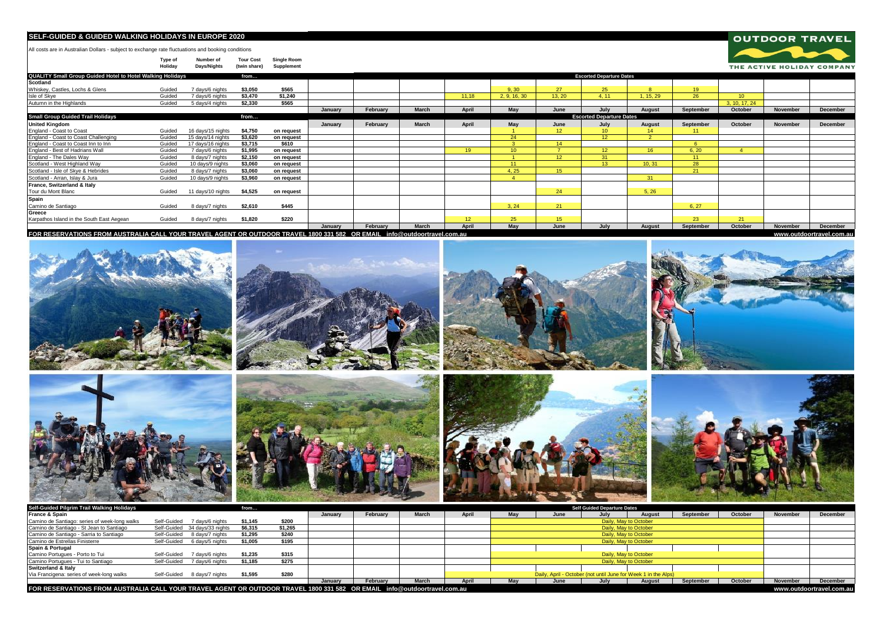## SELF-GUIDED & GUIDED WALKING HOLIDAYS IN EUROPE 2020

All costs are in Australian Dollars - subject to exchange rate fluctuations and booking conditions

**OUTDOOR TRAVEL** — THE ACTIVE HOLIDAY COMPANY

| | Type of Holiday | Number of Days/Nights | Tour Cost (twin share) | Single Room Supplement | January | February | March | April | May | June | July | August | September | October | November | December |
|---|---|---|---|---|---|---|---|---|---|---|---|---|---|---|---|---|
| **QUALITY Small Group Guided Hotel to Hotel Walking Holidays** | | | from... | | | | | | | | Escorted Departure Dates | | | | | |
| **Scotland** | | | | | | | | | | | | | | | | |
| Whiskey, Castles, Lochs & Glens | Guided | 7 days/6 nights | $3,050 | $565 | | | | | 9, 30 | 27 | 25 | 8 | 19 | | | |
| Isle of Skye | Guided | 7 days/6 nights | $3,470 | $1,240 | | | | 11,18 | 2, 9, 16, 30 | 13, 20 | 4, 11 | 1, 15, 29 | 26 | 10 | | |
| Autumn in the Highlands | Guided | 5 days/4 nights | $2,330 | $565 | | | | | | | | | | 3, 10, 17, 24 | | |

| | Type of Holiday | Number of Days/Nights | Tour Cost (twin share) | Single Room Supplement | January | February | March | April | May | June | July | August | September | October | November | December |
|---|---|---|---|---|---|---|---|---|---|---|---|---|---|---|---|---|
| **Small Group Guided Trail Holidays** | | | from... | | | | | | | | Escorted Departure Dates | | | | | |
| **United Kingdom** | | | | | | | | | | | | | | | | |
| England - Coast to Coast | Guided | 16 days/15 nights | $4,750 | on request | | | | | 1 | 12 | 10 | 14 | 11 | | | |
| England - Coast to Coast Challenging | Guided | 15 days/14 nights | $3,620 | on request | | | | | 24 | | 12 | 2 | | | | |
| England - Coast to Coast Inn to Inn | Guided | 17 days/16 nights | $3,715 | $610 | | | | | 3 | 14 | | | 6 | | | |
| England - Best of Hadrians Wall | Guided | 7 days/6 nights | $1,995 | on request | | | | 19 | 10 | 7 | 12 | 16 | 6, 20 | 4 | | |
| England - The Dales Way | Guided | 8 days/7 nights | $2,150 | on request | | | | | 1 | 12 | 31 | | 11 | | | |
| Scotland - West Highland Way | Guided | 10 days/9 nights | $3,060 | on request | | | | | 11 | | 13 | 10, 31 | 28 | | | |
| Scotland - Isle of Skye & Hebrides | Guided | 8 days/7 nights | $3,060 | on request | | | | | 4, 25 | 15 | | | 21 | | | |
| Scotland - Arran, Islay & Jura | Guided | 10 days/9 nights | $3,960 | on request | | | | | 4 | | | 31 | | | | |
| **France, Switzerland & Italy** | | | | | | | | | | | | | | | | |
| Tour du Mont Blanc | Guided | 11 days/10 nights | $4,525 | on request | | | | | | 24 | | 5, 26 | | | | |
| **Spain** | | | | | | | | | | | | | | | | |
| Camino de Santiago | Guided | 8 days/7 nights | $2,610 | $445 | | | | | 3, 24 | 21 | | | 6, 27 | | | |
| **Greece** | | | | | | | | | | | | | | | | |
| Karpathos Island in the South East Aegean | Guided | 8 days/7 nights | $1,820 | $220 | | | | 12 | 25 | 15 | | | 23 | 21 | | |

**FOR RESERVATIONS FROM AUSTRALIA CALL YOUR TRAVEL AGENT OR OUTDOOR TRAVEL 1800 331 582 OR EMAIL info@outdoortravel.com.au** www.outdoortravel.com.au

| | Type of Holiday | Number of Days/Nights | Tour Cost | Single Room Supplement | January | February | March | April | May | June | July | August | September | October | November | December |
|---|---|---|---|---|---|---|---|---|---|---|---|---|---|---|---|---|
| **Self-Guided Pilgrim Trail Walking Holidays** | | | from... | | | | | | | | Self Guided Departure Dates | | | | | |
| **France & Spain** | | | | | | | | | | | | | | | | |
| Camino de Santiago: series of week-long walks | Self-Guided | 7 days/6 nights | $1,145 | $200 | | | | | Daily, May to October | | | | | | | |
| Camino de Santiago - St Jean to Santiago | Self-Guided | 34 days/33 nights | $6,315 | $1,265 | | | | | Daily, May to October | | | | | | | |
| Camino de Santiago - Sarria to Santiago | Self-Guided | 8 days/7 nights | $1,295 | $240 | | | | | Daily, May to October | | | | | | | |
| Camino de Estrellas Finisterre | Self-Guided | 6 days/5 nights | $1,005 | $195 | | | | | Daily, May to October | | | | | | | |
| **Spain & Portugal** | | | | | | | | | | | | | | | | |
| Camino Portugues - Porto to Tui | Self-Guided | 7 days/6 nights | $1,235 | $315 | | | | | Daily, May to October | | | | | | | |
| Camino Portugues - Tui to Santiago | Self-Guided | 7 days/6 nights | $1,185 | $275 | | | | | Daily, May to October | | | | | | | |
| **Switzerland & Italy** | | | | | | | | | | | | | | | | |
| Via Francigena: series of week-long walks | Self-Guided | 8 days/7 nights | $1,595 | $280 | | | | Daily, April - October (not until June for Week 1 in the Alps) | | | | | | | | |

**FOR RESERVATIONS FROM AUSTRALIA CALL YOUR TRAVEL AGENT OR OUTDOOR TRAVEL 1800 331 582 OR EMAIL info@outdoortravel.com.au** www.outdoortravel.com.au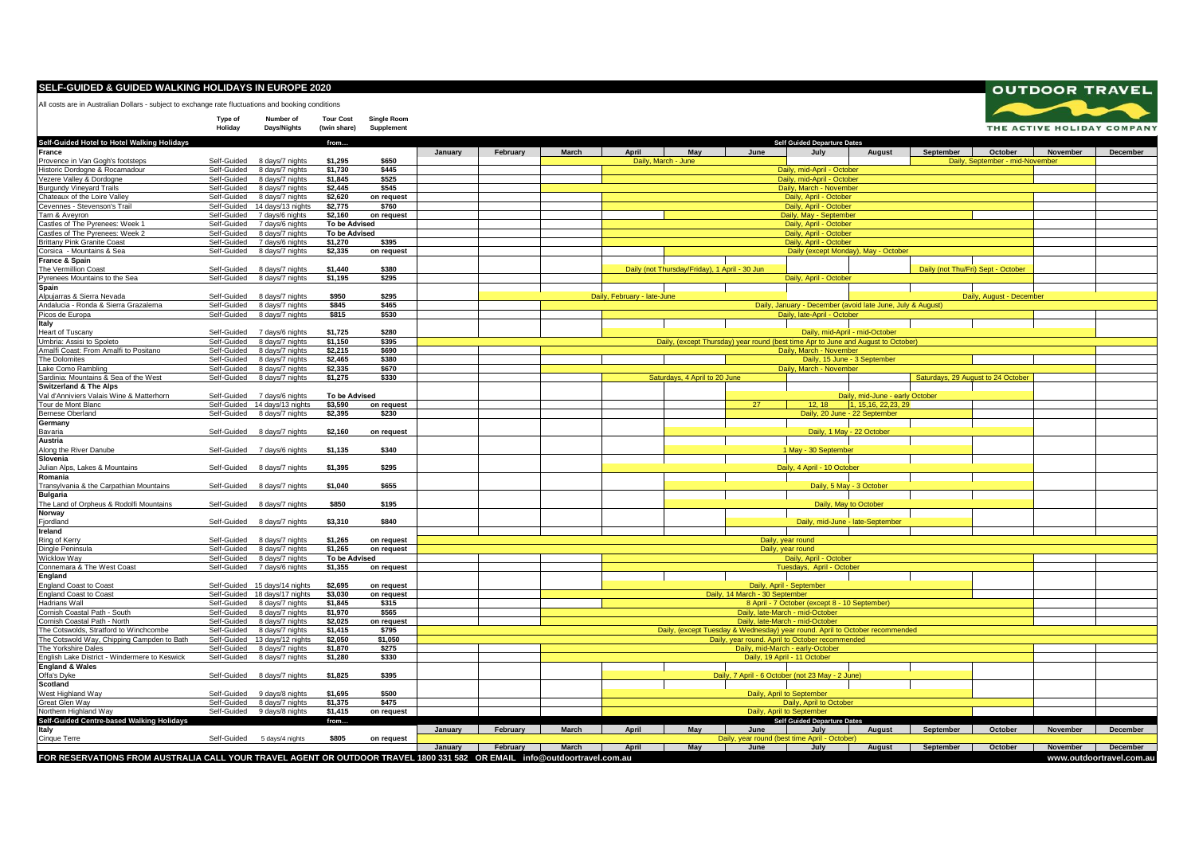# SELF-GUIDED & GUIDED WALKING HOLIDAYS IN EUROPE 2020

All costs are in Australian Dollars - subject to exchange rate fluctuations and booking conditions

OUTDOOR TRAVEL
THE ACTIVE HOLIDAY COMPANY

| | Type of Holiday | Number of Days/Nights | Tour Cost (twin share) | Single Room Supplement | January | February | March | April | May | June | July | August | September | October | November | December |
|---|---|---|---|---|---|---|---|---|---|---|---|---|---|---|---|---|
| **Self-Guided Hotel to Hotel Walking Holidays** | | | from… | | | | | | | | Self Guided Departure Dates | | | | | |
| **France** | | | | | | | | | | | | | | | | |
| Provence in Van Gogh's footsteps | Self-Guided | 8 days/7 nights | $1,295 | $650 | | | | Daily, March - June | | | | | Daily, September - mid-November | | | |
| Historic Dordogne & Rocamadour | Self-Guided | 8 days/7 nights | $1,730 | $445 | | | | | | | Daily, mid-April - October | | | | | |
| Vezere Valley & Dordogne | Self-Guided | 8 days/7 nights | $1,845 | $525 | | | | | | | Daily, mid-April - October | | | | | |
| Burgundy Vineyard Trails | Self-Guided | 8 days/7 nights | $2,445 | $545 | | | | | | | Daily, March - November | | | | | |
| Chateaux of the Loire Valley | Self-Guided | 8 days/7 nights | $2,620 | on request | | | | | | | Daily, April - October | | | | | |
| Cevennes - Stevenson's Trail | Self-Guided | 14 days/13 nights | $2,775 | $760 | | | | | | | Daily, April - October | | | | | |
| Tarn & Aveyron | Self-Guided | 7 days/6 nights | $2,160 | on request | | | | | | | Daily, May - September | | | | | |
| Castles of The Pyrenees: Week 1 | Self-Guided | 7 days/6 nights | To be Advised | | | | | | | | Daily, April - October | | | | | |
| Castles of The Pyrenees: Week 2 | Self-Guided | 8 days/7 nights | To be Advised | | | | | | | | Daily, April - October | | | | | |
| Brittany Pink Granite Coast | Self-Guided | 7 days/6 nights | $1,270 | $395 | | | | | | | Daily, April - October | | | | | |
| Corsica - Mountains & Sea | Self-Guided | 8 days/7 nights | $2,335 | on request | | | | | | | Daily (except Monday), May - October | | | | | |
| **France & Spain** | | | | | | | | | | | | | | | | |
| The Vermillion Coast | Self-Guided | 8 days/7 nights | $1,440 | $380 | | | | | Daily (not Thursday/Friday), 1 April - 30 Jun | | | | Daily (not Thu/Fri) Sept - October | | | |
| Pyrenees Mountains to the Sea | Self-Guided | 8 days/7 nights | $1,195 | $295 | | | | | | | Daily, April - October | | | | | |
| **Spain** | | | | | | | | | | | | | | | | |
| Alpujarras & Sierra Nevada | Self-Guided | 8 days/7 nights | $950 | $295 | | | | Daily, February - late-June | | | | | | Daily, August - December | | |
| Andalucia - Ronda & Sierra Grazalema | Self-Guided | 8 days/7 nights | $845 | $465 | | | | | | | Daily, January - December (avoid late June, July & August) | | | | | |
| Picos de Europa | Self-Guided | 8 days/7 nights | $815 | $530 | | | | | | | Daily, late-April - October | | | | | |
| **Italy** | | | | | | | | | | | | | | | | |
| Heart of Tuscany | Self-Guided | 7 days/6 nights | $1,725 | $280 | | | | | | | Daily, mid-April - mid-October | | | | | |
| Umbria: Assisi to Spoleto | Self-Guided | 8 days/7 nights | $1,150 | $395 | | | | | | | Daily, (except Thursday) year round (best time Apr to June and August to October) | | | | | |
| Amalfi Coast: From Amalfi to Positano | Self-Guided | 8 days/7 nights | $2,215 | $690 | | | | | | | Daily, March - November | | | | | |
| The Dolomites | Self-Guided | 8 days/7 nights | $2,465 | $380 | | | | | | | Daily, 15 June - 3 September | | | | | |
| Lake Como Rambling | Self-Guided | 8 days/7 nights | $2,335 | $670 | | | | | | | Daily, March - November | | | | | |
| Sardinia: Mountains & Sea of the West | Self-Guided | 8 days/7 nights | $1,275 | $330 | | | | | Saturdays, 4 April to 20 June | | | | Saturdays, 29 August to 24 October | | | |
| **Switzerland & The Alps** | | | | | | | | | | | | | | | | |
| Val d'Anniviers Valais Wine & Matterhorn | Self-Guided | 7 days/6 nights | To be Advised | | | | | | | | | Daily, mid-June - early October | | | | |
| Tour de Mont Blanc | Self-Guided | 14 days/13 nights | $3,590 | on request | | | | | | 27 | 12, 18 | 1, 15,16, 22,23, 29 | | | | |
| Bernese Oberland | Self-Guided | 8 days/7 nights | $2,395 | $230 | | | | | | | Daily, 20 June - 22 September | | | | | |
| **Germany** | | | | | | | | | | | | | | | | |
| Bavaria | Self-Guided | 8 days/7 nights | $2,160 | on request | | | | | | | Daily, 1 May - 22 October | | | | | |
| **Austria** | | | | | | | | | | | | | | | | |
| Along the River Danube | Self-Guided | 7 days/6 nights | $1,135 | $340 | | | | | | | 1 May - 30 September | | | | | |
| **Slovenia** | | | | | | | | | | | | | | | | |
| Julian Alps, Lakes & Mountains | Self-Guided | 8 days/7 nights | $1,395 | $295 | | | | | | | Daily, 4 April - 10 October | | | | | |
| **Romania** | | | | | | | | | | | | | | | | |
| Transylvania & the Carpathian Mountains | Self-Guided | 8 days/7 nights | $1,040 | $655 | | | | | | | Daily, 5 May - 3 October | | | | | |
| **Bulgaria** | | | | | | | | | | | | | | | | |
| The Land of Orpheus & Rodolfi Mountains | Self-Guided | 8 days/7 nights | $850 | $195 | | | | | | | Daily, May to October | | | | | |
| **Norway** | | | | | | | | | | | | | | | | |
| Fjordland | Self-Guided | 8 days/7 nights | $3,310 | $840 | | | | | | | Daily, mid-June - late-September | | | | | |
| **Ireland** | | | | | | | | | | | | | | | | |
| Ring of Kerry | Self-Guided | 8 days/7 nights | $1,265 | on request | | | | | | | Daily, year round | | | | | |
| Dingle Peninsula | Self-Guided | 8 days/7 nights | $1,265 | on request | | | | | | | Daily, year round | | | | | |
| Wicklow Way | Self-Guided | 8 days/7 nights | To be Advised | | | | | | | | Daily, April - October | | | | | |
| Connemara & The West Coast | Self-Guided | 7 days/6 nights | $1,355 | on request | | | | | | | Tuesdays, April - October | | | | | |
| **England** | | | | | | | | | | | | | | | | |
| England Coast to Coast | Self-Guided | 15 days/14 nights | $2,695 | on request | | | | | | | Daily, April - September | | | | | |
| England Coast to Coast | Self-Guided | 18 days/17 nights | $3,030 | on request | | | | | | Daily, 14 March - 30 September | | | | | | |
| Hadrians Wall | Self-Guided | 8 days/7 nights | $1,845 | $315 | | | | | | | 8 April - 7 October (except 8 - 10 September) | | | | | |
| Cornish Coastal Path - South | Self-Guided | 8 days/7 nights | $1,970 | $565 | | | | | | | Daily, late-March - mid-October | | | | | |
| Cornish Coastal Path - North | Self-Guided | 8 days/7 nights | $2,025 | on request | | | | | | | Daily, late-March - mid-October | | | | | |
| The Cotswolds, Stratford to Winchcombe | Self-Guided | 8 days/7 nights | $1,415 | $795 | | | | | | | Daily, (except Tuesday & Wednesday) year round. April to October recommended | | | | | |
| The Cotswold Way, Chipping Campden to Bath | Self-Guided | 13 days/12 nights | $2,050 | $1,050 | | | | | | | Daily, year round. April to October recommended | | | | | |
| The Yorkshire Dales | Self-Guided | 8 days/7 nights | $1,870 | $275 | | | | | | | Daily, mid-March - early-October | | | | | |
| English Lake District - Windermere to Keswick | Self-Guided | 8 days/7 nights | $1,280 | $330 | | | | | | | Daily, 19 April - 11 October | | | | | |
| **England & Wales** | | | | | | | | | | | | | | | | |
| Offa's Dyke | Self-Guided | 8 days/7 nights | $1,825 | $395 | | | | | | | Daily, 7 April - 6 October (not 23 May - 2 June) | | | | | |
| **Scotland** | | | | | | | | | | | | | | | | |
| West Highland Way | Self-Guided | 9 days/8 nights | $1,695 | $500 | | | | | | | Daily, April to September | | | | | |
| Great Glen Way | Self-Guided | 8 days/7 nights | $1,375 | $475 | | | | | | | Daily, April to October | | | | | |
| Northern Highland Way | Self-Guided | 9 days/8 nights | $1,415 | on request | | | | | | | Daily, April to September | | | | | |
| **Self-Guided Centre-based Walking Holidays** | | | from… | | | | | | | | Self Guided Departure Dates | | | | | |
| **Italy** | | | | | January | February | March | April | May | June | July | August | September | October | November | December |
| Cinque Terre | Self-Guided | 5 days/4 nights | $805 | on request | | | | | | | Daily, year round (best time April - October) | | | | | |
| | | | | | January | February | March | April | May | June | July | August | September | October | November | December |

**FOR RESERVATIONS FROM AUSTRALIA CALL YOUR TRAVEL AGENT OR OUTDOOR TRAVEL 1800 331 582 OR EMAIL info@outdoortravel.com.au**

www.outdoortravel.com.au